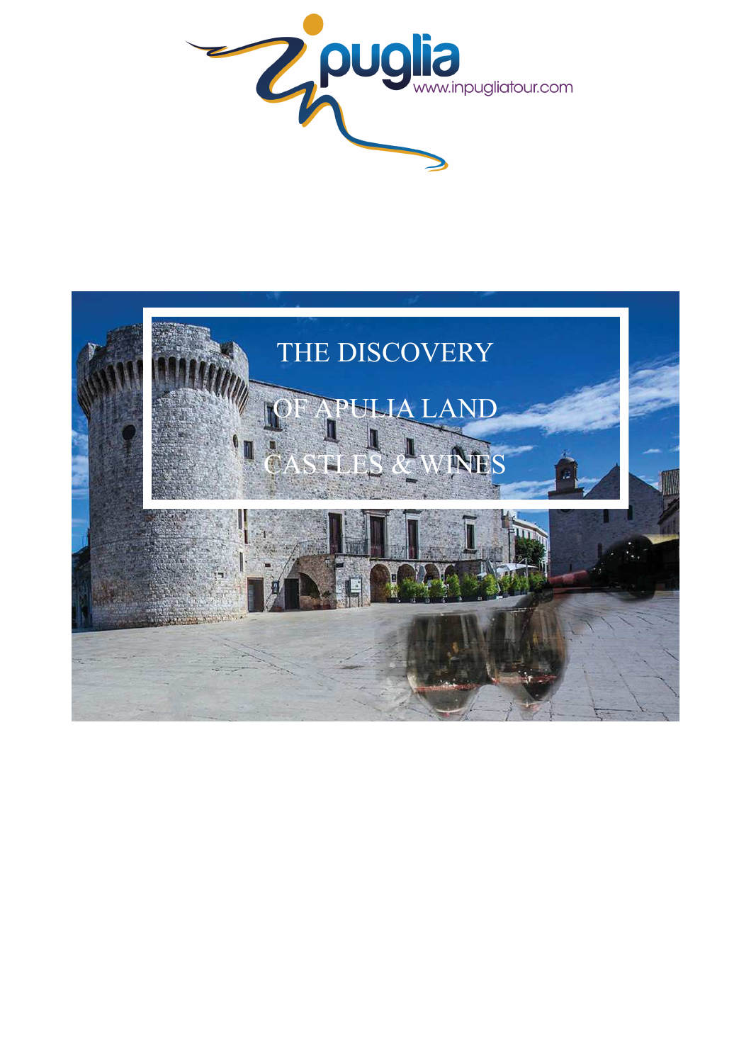puglia
www.inpugliatour.com

# THE DISCOVERY OF APULIA LAND

# CASTLES & WINES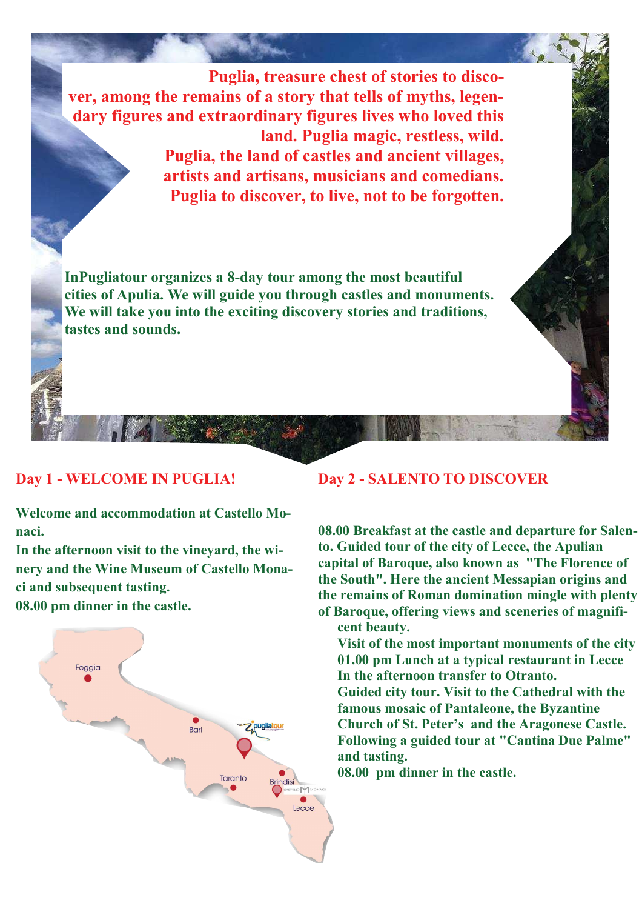**Puglia, treasure chest of stories to discover, among the remains of a story that tells of myths, legendary figures and extraordinary figures lives who loved this land. Puglia magic, restless, wild.**
**Puglia, the land of castles and ancient villages, artists and artisans, musicians and comedians.**
**Puglia to discover, to live, not to be forgotten.**

**InPugliatour organizes a 8-day tour among the most beautiful cities of Apulia. We will guide you through castles and monuments. We will take you into the exciting discovery stories and traditions, tastes and sounds.**

## Day 1 - WELCOME IN PUGLIA!

**Welcome and accommodation at Castello Monaci.**
**In the afternoon visit to the vineyard, the winery and the Wine Museum of Castello Monaci and subsequent tasting.**
**08.00 pm dinner in the castle.**

Foggia
Bari
Taranto
Brindisi
Lecce

## Day 2 - SALENTO TO DISCOVER

**08.00 Breakfast at the castle and departure for Salento. Guided tour of the city of Lecce, the Apulian capital of Baroque, also known as "The Florence of the South". Here the ancient Messapian origins and the remains of Roman domination mingle with plenty of Baroque, offering views and sceneries of magnificent beauty.**
**Visit of the most important monuments of the city**
**01.00 pm Lunch at a typical restaurant in Lecce**
**In the afternoon transfer to Otranto.**
**Guided city tour. Visit to the Cathedral with the famous mosaic of Pantaleone, the Byzantine Church of St. Peter's and the Aragonese Castle.**
**Following a guided tour at "Cantina Due Palme" and tasting.**
**08.00 pm dinner in the castle.**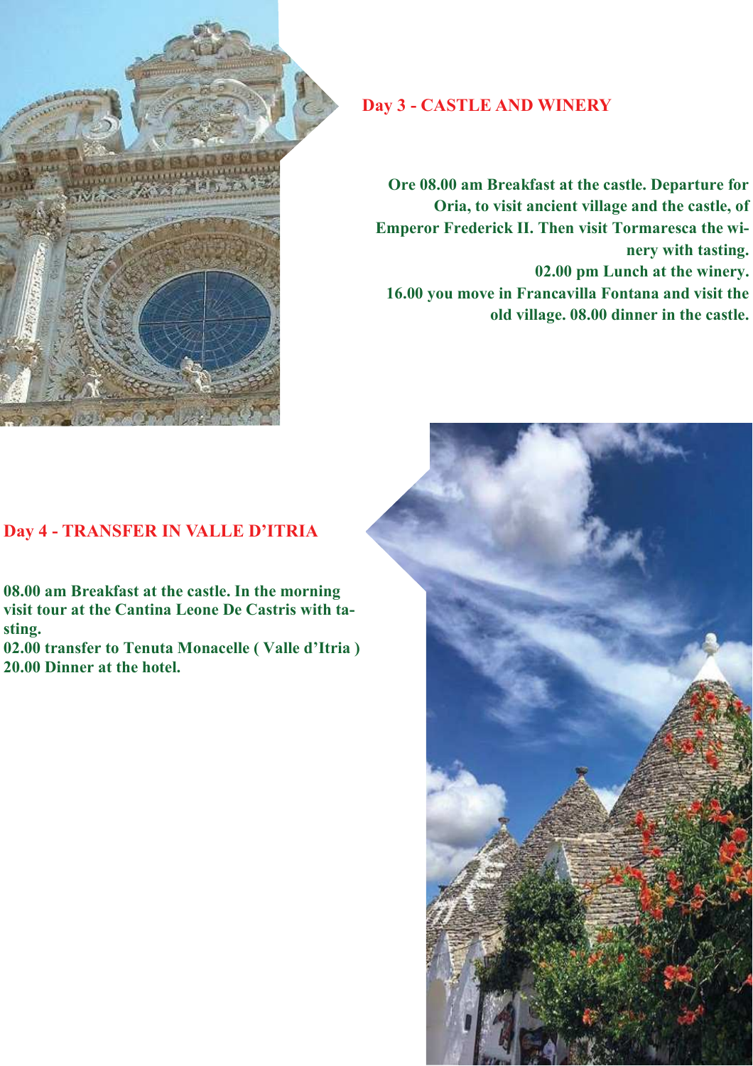## Day 3 - CASTLE AND WINERY

**Ore 08.00 am Breakfast at the castle. Departure for Oria, to visit ancient village and the castle, of Emperor Frederick II. Then visit Tormaresca the winery with tasting.**
**02.00 pm Lunch at the winery.**
**16.00 you move in Francavilla Fontana and visit the old village. 08.00 dinner in the castle.**

## Day 4 - TRANSFER IN VALLE D'ITRIA

**08.00 am Breakfast at the castle. In the morning visit tour at the Cantina Leone De Castris with tasting.**
**02.00 transfer to Tenuta Monacelle ( Valle d'Itria )**
**20.00 Dinner at the hotel.**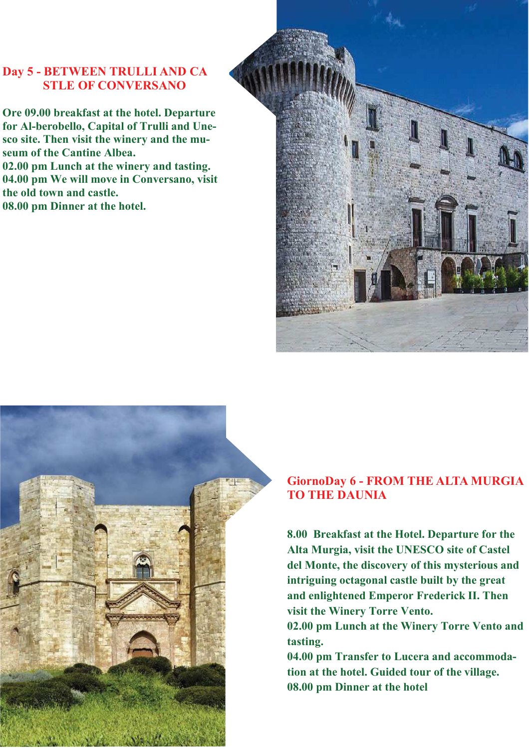## Day 5 - BETWEEN TRULLI AND CA STLE OF CONVERSANO

**Ore 09.00 breakfast at the hotel. Departure for Al-berobello, Capital of Trulli and Une-sco site. Then visit the winery and the mu-seum of the Cantine Albea.**
**02.00 pm Lunch at the winery and tasting.**
**04.00 pm We will move in Conversano, visit the old town and castle.**
**08.00 pm Dinner at the hotel.**

## GiornoDay 6 - FROM THE ALTA MURGIA TO THE DAUNIA

**8.00 Breakfast at the Hotel. Departure for the Alta Murgia, visit the UNESCO site of Castel del Monte, the discovery of this mysterious and intriguing octagonal castle built by the great and enlightened Emperor Frederick II. Then visit the Winery Torre Vento.**
**02.00 pm Lunch at the Winery Torre Vento and tasting.**
**04.00 pm Transfer to Lucera and accommoda-tion at the hotel. Guided tour of the village.**
**08.00 pm Dinner at the hotel**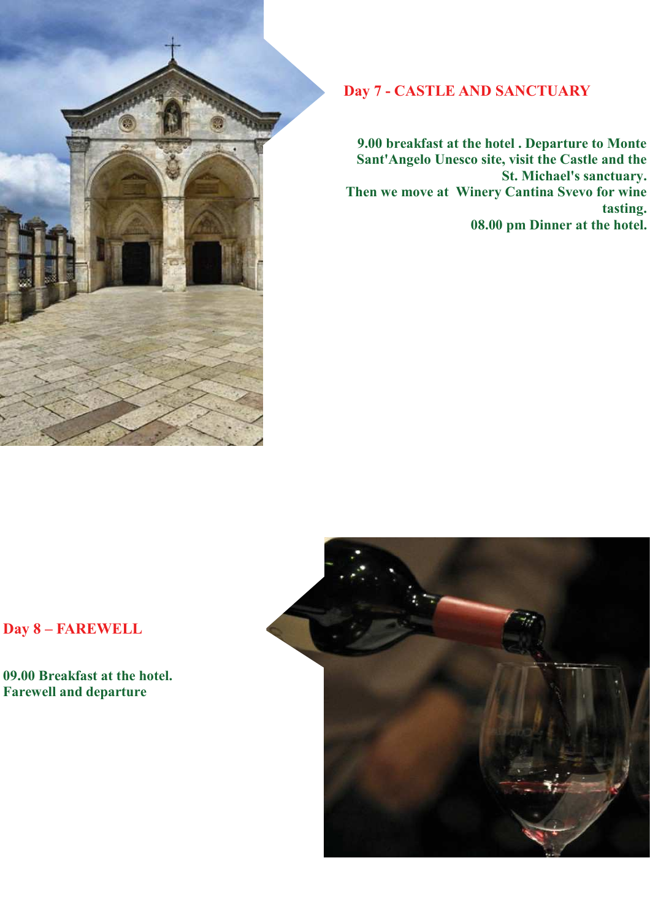## Day 7 - CASTLE AND SANCTUARY

**9.00 breakfast at the hotel . Departure to Monte Sant'Angelo Unesco site, visit the Castle and the St. Michael's sanctuary.**
**Then we move at Winery Cantina Svevo for wine tasting.**
**08.00 pm Dinner at the hotel.**

## Day 8 – FAREWELL

**09.00 Breakfast at the hotel.**
**Farewell and departure**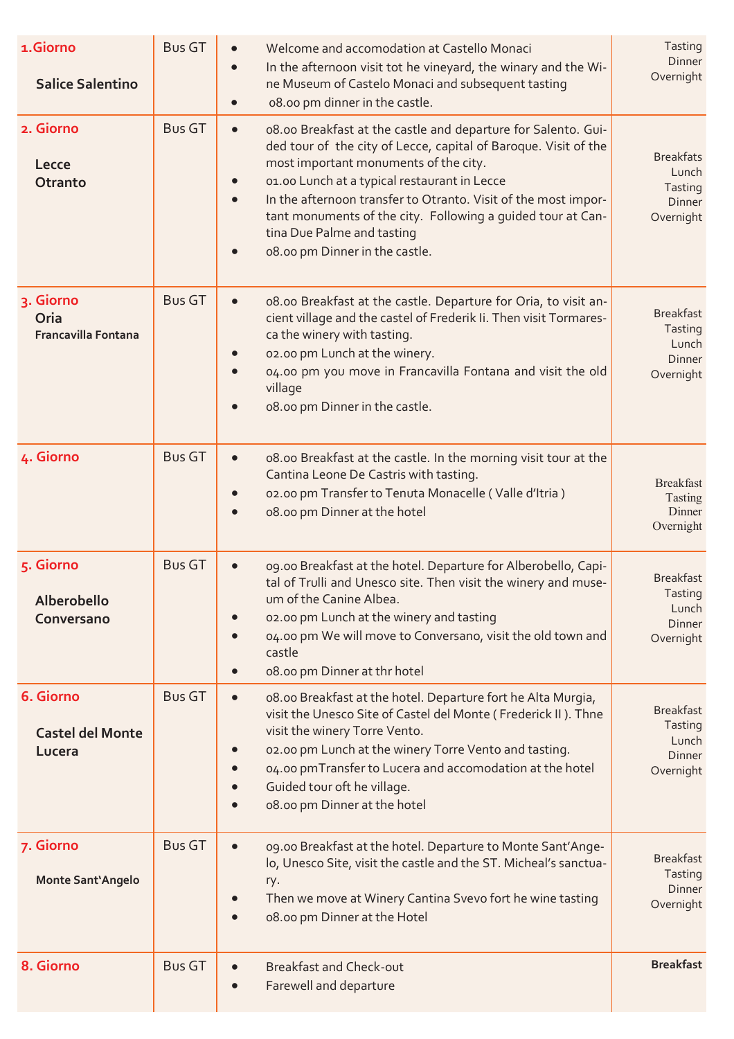| | | | |
|---|---|---|---|
| **1.Giorno** **Salice Salentino** | Bus GT | • Welcome and accomodation at Castello Monaci<br>• In the afternoon visit tot he vineyard, the winary and the Wine Museum of Castelo Monaci and subsequent tasting<br>• 08.00 pm dinner in the castle. | Tasting Dinner Overnight |
| **2. Giorno** **Lecce Otranto** | Bus GT | • 08.00 Breakfast at the castle and departure for Salento. Guided tour of the city of Lecce, capital of Baroque. Visit of the most important monuments of the city.<br>• 01.00 Lunch at a typical restaurant in Lecce<br>• In the afternoon transfer to Otranto. Visit of the most important monuments of the city. Following a guided tour at Cantina Due Palme and tasting<br>• 08.00 pm Dinner in the castle. | Breakfats Lunch Tasting Dinner Overnight |
| **3. Giorno** **Oria** **Francavilla Fontana** | Bus GT | • 08.00 Breakfast at the castle. Departure for Oria, to visit ancient village and the castel of Frederik Ii. Then visit Tormaresca the winery with tasting.<br>• 02.00 pm Lunch at the winery.<br>• 04.00 pm you move in Francavilla Fontana and visit the old village<br>• 08.00 pm Dinner in the castle. | Breakfast Tasting Lunch Dinner Overnight |
| **4. Giorno** | Bus GT | • 08.00 Breakfast at the castle. In the morning visit tour at the Cantina Leone De Castris with tasting.<br>• 02.00 pm Transfer to Tenuta Monacelle ( Valle d'Itria )<br>• 08.00 pm Dinner at the hotel | Breakfast Tasting Dinner Overnight |
| **5. Giorno** **Alberobello Conversano** | Bus GT | • 09.00 Breakfast at the hotel. Departure for Alberobello, Capital of Trulli and Unesco site. Then visit the winery and museum of the Canine Albea.<br>• 02.00 pm Lunch at the winery and tasting<br>• 04.00 pm We will move to Conversano, visit the old town and castle<br>• 08.00 pm Dinner at thr hotel | Breakfast Tasting Lunch Dinner Overnight |
| **6. Giorno** **Castel del Monte Lucera** | Bus GT | • 08.00 Breakfast at the hotel. Departure fort he Alta Murgia, visit the Unesco Site of Castel del Monte ( Frederick II ). Thne visit the winery Torre Vento.<br>• 02.00 pm Lunch at the winery Torre Vento and tasting.<br>• 04.00 pmTransfer to Lucera and accomodation at the hotel<br>• Guided tour oft he village.<br>• 08.00 pm Dinner at the hotel | Breakfast Tasting Lunch Dinner Overnight |
| **7. Giorno** **Monte Sant'Angelo** | Bus GT | • 09.00 Breakfast at the hotel. Departure to Monte Sant'Angelo, Unesco Site, visit the castle and the ST. Micheal's sanctuary.<br>• Then we move at Winery Cantina Svevo fort he wine tasting<br>• 08.00 pm Dinner at the Hotel | Breakfast Tasting Dinner Overnight |
| **8. Giorno** | Bus GT | • Breakfast and Check-out<br>• Farewell and departure | **Breakfast** |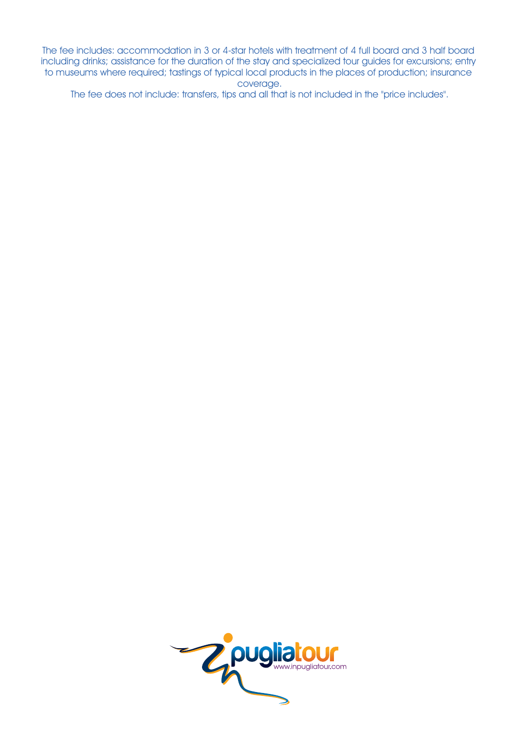The fee includes: accommodation in 3 or 4-star hotels with treatment of 4 full board and 3 half board including drinks; assistance for the duration of the stay and specialized tour guides for excursions; entry to museums where required; tastings of typical local products in the places of production; insurance coverage.

The fee does not include: transfers, tips and all that is not included in the "price includes".

inpugliatour

www.inpugliatour.com